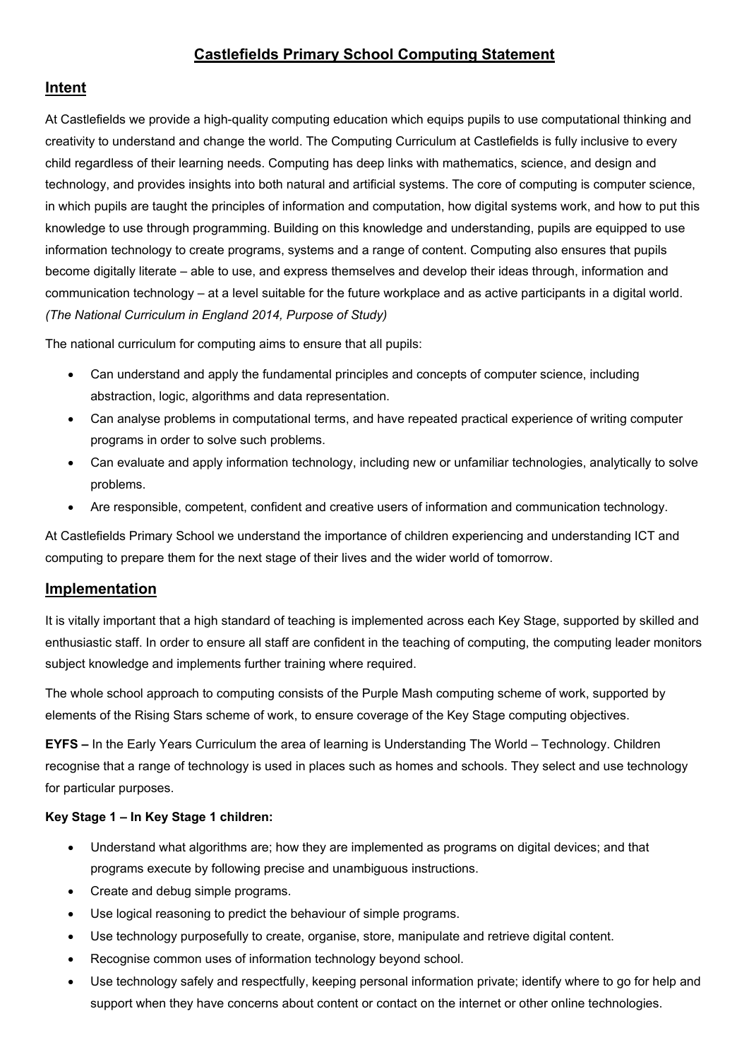# Castlefields Primary School Computing Statement

## Intent

At Castlefields we provide a high-quality computing education which equips pupils to use computational thinking and creativity to understand and change the world. The Computing Curriculum at Castlefields is fully inclusive to every child regardless of their learning needs. Computing has deep links with mathematics, science, and design and technology, and provides insights into both natural and artificial systems. The core of computing is computer science, in which pupils are taught the principles of information and computation, how digital systems work, and how to put this knowledge to use through programming. Building on this knowledge and understanding, pupils are equipped to use information technology to create programs, systems and a range of content. Computing also ensures that pupils become digitally literate – able to use, and express themselves and develop their ideas through, information and communication technology – at a level suitable for the future workplace and as active participants in a digital world. *(The National Curriculum in England 2014, Purpose of Study)*

The national curriculum for computing aims to ensure that all pupils:

- Can understand and apply the fundamental principles and concepts of computer science, including abstraction, logic, algorithms and data representation.
- Can analyse problems in computational terms, and have repeated practical experience of writing computer programs in order to solve such problems.
- Can evaluate and apply information technology, including new or unfamiliar technologies, analytically to solve problems.
- Are responsible, competent, confident and creative users of information and communication technology.

At Castlefields Primary School we understand the importance of children experiencing and understanding ICT and computing to prepare them for the next stage of their lives and the wider world of tomorrow.

## Implementation

It is vitally important that a high standard of teaching is implemented across each Key Stage, supported by skilled and enthusiastic staff. In order to ensure all staff are confident in the teaching of computing, the computing leader monitors subject knowledge and implements further training where required.

The whole school approach to computing consists of the Purple Mash computing scheme of work, supported by elements of the Rising Stars scheme of work, to ensure coverage of the Key Stage computing objectives.

**EYFS –** In the Early Years Curriculum the area of learning is Understanding The World – Technology. Children recognise that a range of technology is used in places such as homes and schools. They select and use technology for particular purposes.

**Key Stage 1 – In Key Stage 1 children:**

- Understand what algorithms are; how they are implemented as programs on digital devices; and that programs execute by following precise and unambiguous instructions.
- Create and debug simple programs.
- Use logical reasoning to predict the behaviour of simple programs.
- Use technology purposefully to create, organise, store, manipulate and retrieve digital content.
- Recognise common uses of information technology beyond school.
- Use technology safely and respectfully, keeping personal information private; identify where to go for help and support when they have concerns about content or contact on the internet or other online technologies.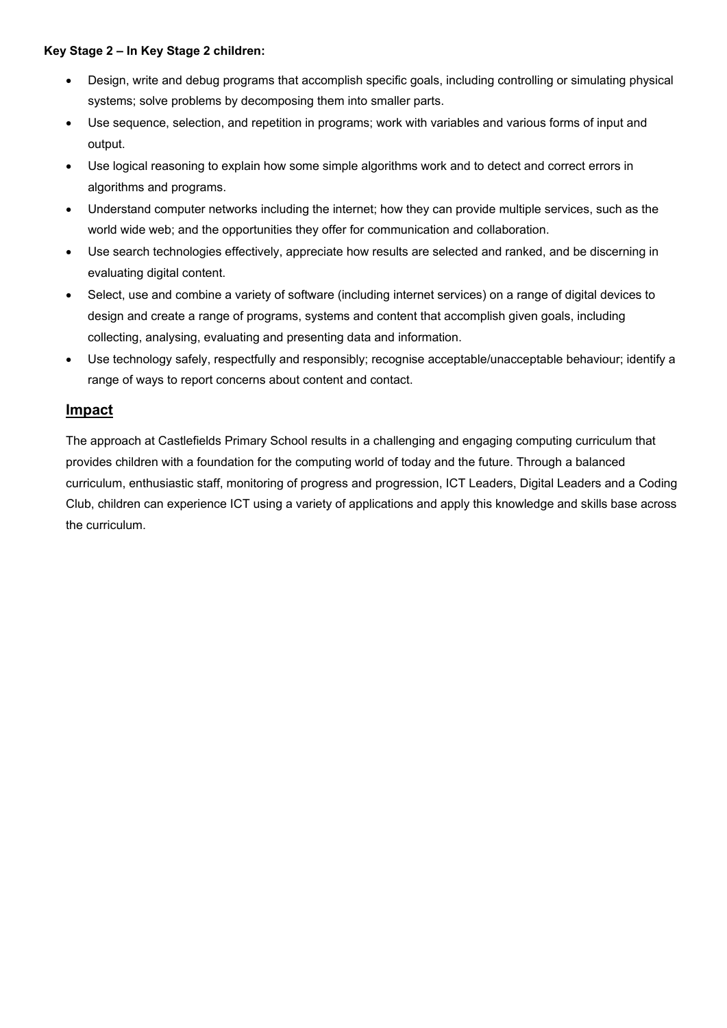**Key Stage 2 – In Key Stage 2 children:**

- Design, write and debug programs that accomplish specific goals, including controlling or simulating physical systems; solve problems by decomposing them into smaller parts.
- Use sequence, selection, and repetition in programs; work with variables and various forms of input and output.
- Use logical reasoning to explain how some simple algorithms work and to detect and correct errors in algorithms and programs.
- Understand computer networks including the internet; how they can provide multiple services, such as the world wide web; and the opportunities they offer for communication and collaboration.
- Use search technologies effectively, appreciate how results are selected and ranked, and be discerning in evaluating digital content.
- Select, use and combine a variety of software (including internet services) on a range of digital devices to design and create a range of programs, systems and content that accomplish given goals, including collecting, analysing, evaluating and presenting data and information.
- Use technology safely, respectfully and responsibly; recognise acceptable/unacceptable behaviour; identify a range of ways to report concerns about content and contact.

## Impact

The approach at Castlefields Primary School results in a challenging and engaging computing curriculum that provides children with a foundation for the computing world of today and the future. Through a balanced curriculum, enthusiastic staff, monitoring of progress and progression, ICT Leaders, Digital Leaders and a Coding Club, children can experience ICT using a variety of applications and apply this knowledge and skills base across the curriculum.